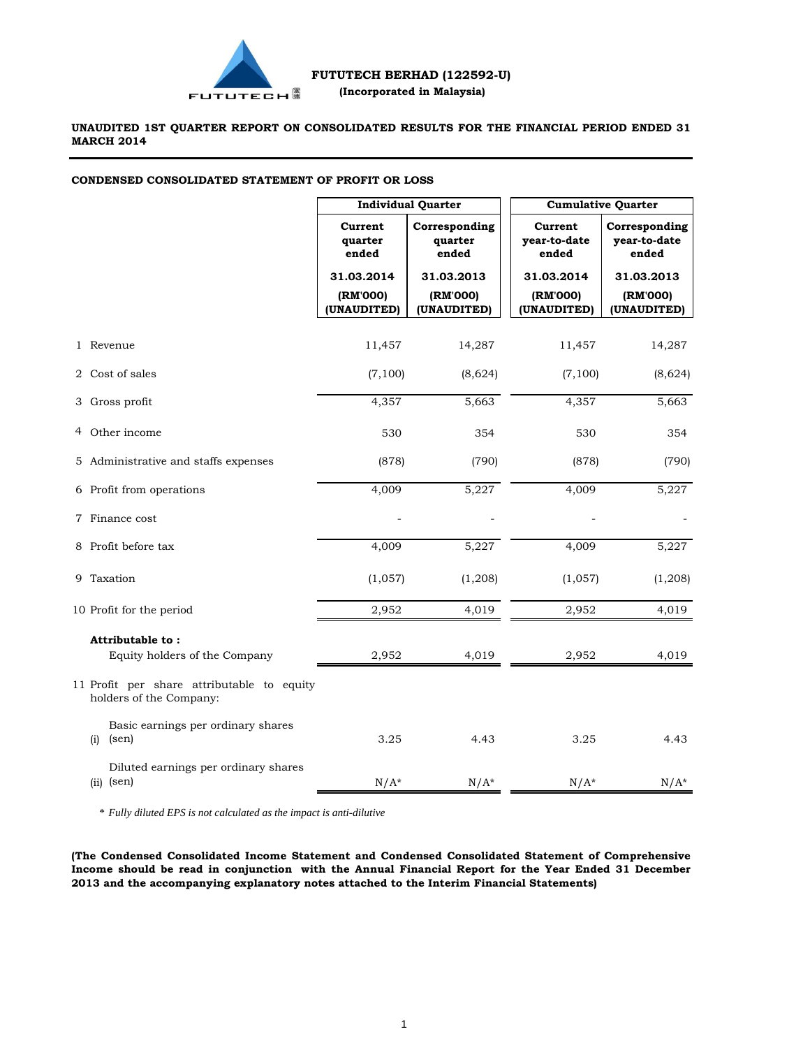# FUTUTECH BERHAD (122592-U)

**(Incorporated in Malaysia)**

**UNAUDITED 1ST QUARTER REPORT ON CONSOLIDATED RESULTS FOR THE FINANCIAL PERIOD ENDED 31 MARCH 2014**

**CONDENSED CONSOLIDATED STATEMENT OF PROFIT OR LOSS**

| | Individual Quarter | | Cumulative Quarter | |
|---|---|---|---|---|
| | **Current quarter ended** | **Corresponding quarter ended** | **Current year-to-date ended** | **Corresponding year-to-date ended** |
| | **31.03.2014** | **31.03.2013** | **31.03.2014** | **31.03.2013** |
| | **(RM'000) (UNAUDITED)** | **(RM'000) (UNAUDITED)** | **(RM'000) (UNAUDITED)** | **(RM'000) (UNAUDITED)** |
| 1 Revenue | 11,457 | 14,287 | 11,457 | 14,287 |
| 2 Cost of sales | (7,100) | (8,624) | (7,100) | (8,624) |
| 3 Gross profit | 4,357 | 5,663 | 4,357 | 5,663 |
| 4 Other income | 530 | 354 | 530 | 354 |
| 5 Administrative and staffs expenses | (878) | (790) | (878) | (790) |
| 6 Profit from operations | 4,009 | 5,227 | 4,009 | 5,227 |
| 7 Finance cost | - | - | - | - |
| 8 Profit before tax | 4,009 | 5,227 | 4,009 | 5,227 |
| 9 Taxation | (1,057) | (1,208) | (1,057) | (1,208) |
| 10 Profit for the period | 2,952 | 4,019 | 2,952 | 4,019 |
| **Attributable to :** | | | | |
| Equity holders of the Company | 2,952 | 4,019 | 2,952 | 4,019 |
| 11 Profit per share attributable to equity holders of the Company: | | | | |
| (i) Basic earnings per ordinary shares (sen) | 3.25 | 4.43 | 3.25 | 4.43 |
| (ii) Diluted earnings per ordinary shares (sen) | N/A* | N/A* | N/A* | N/A* |

\* *Fully diluted EPS is not calculated as the impact is anti-dilutive*

**(The Condensed Consolidated Income Statement and Condensed Consolidated Statement of Comprehensive Income should be read in conjunction with the Annual Financial Report for the Year Ended 31 December 2013 and the accompanying explanatory notes attached to the Interim Financial Statements)**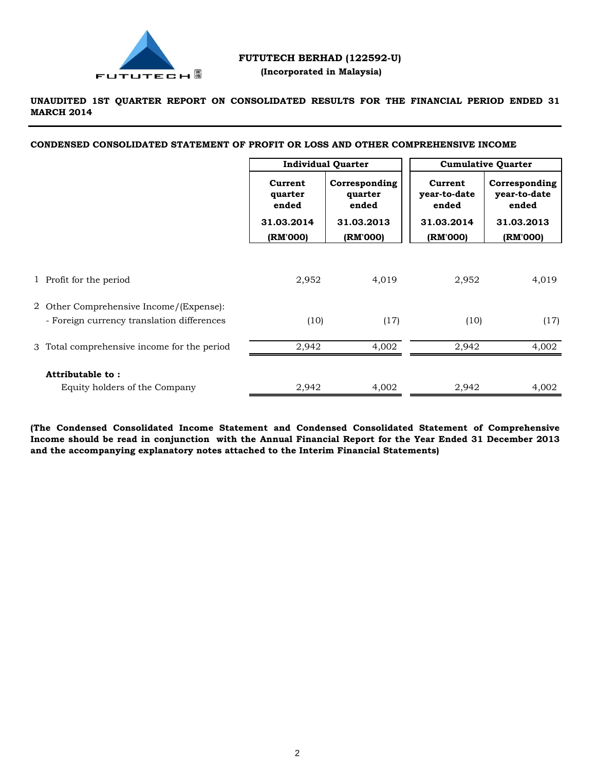**FUTUTECH BERHAD (122592-U)**

**(Incorporated in Malaysia)**

**UNAUDITED 1ST QUARTER REPORT ON CONSOLIDATED RESULTS FOR THE FINANCIAL PERIOD ENDED 31 MARCH 2014**

**CONDENSED CONSOLIDATED STATEMENT OF PROFIT OR LOSS AND OTHER COMPREHENSIVE INCOME**

| | | Individual Quarter | | Cumulative Quarter | |
|---|---|---|---|---|---|
| | | Current quarter ended | Corresponding quarter ended | Current year-to-date ended | Corresponding year-to-date ended |
| | | 31.03.2014 | 31.03.2013 | 31.03.2014 | 31.03.2013 |
| | | (RM'000) | (RM'000) | (RM'000) | (RM'000) |
| 1 | Profit for the period | 2,952 | 4,019 | 2,952 | 4,019 |
| 2 | Other Comprehensive Income/(Expense): | | | | |
| | - Foreign currency translation differences | (10) | (17) | (10) | (17) |
| 3 | Total comprehensive income for the period | 2,942 | 4,002 | 2,942 | 4,002 |
| | **Attributable to :** | | | | |
| | Equity holders of the Company | 2,942 | 4,002 | 2,942 | 4,002 |

**(The Condensed Consolidated Income Statement and Condensed Consolidated Statement of Comprehensive Income should be read in conjunction with the Annual Financial Report for the Year Ended 31 December 2013 and the accompanying explanatory notes attached to the Interim Financial Statements)**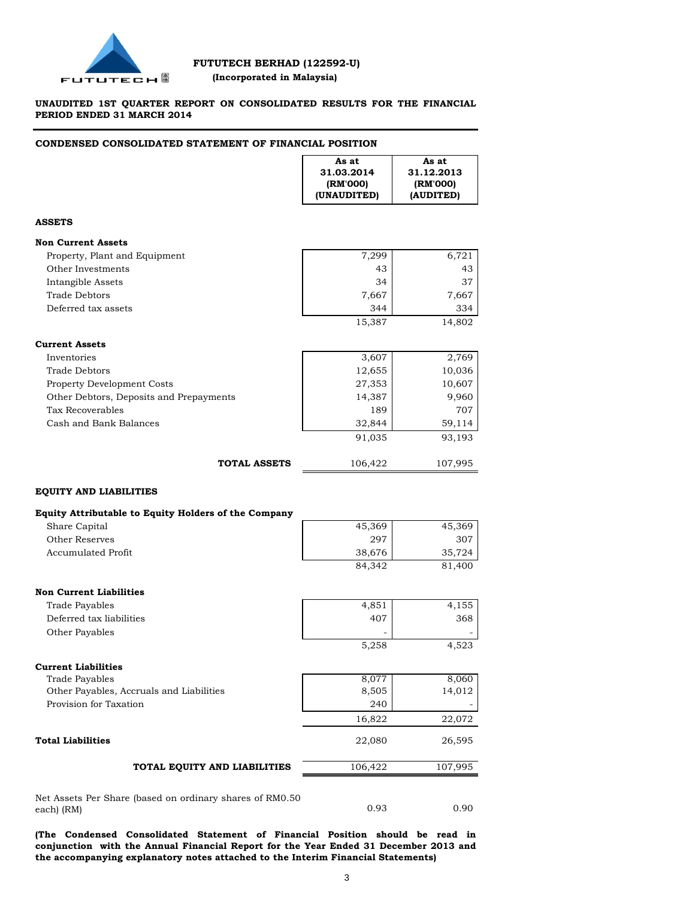**FUTUTECH BERHAD (122592-U)**
**(Incorporated in Malaysia)**

**UNAUDITED 1ST QUARTER REPORT ON CONSOLIDATED RESULTS FOR THE FINANCIAL PERIOD ENDED 31 MARCH 2014**

## CONDENSED CONSOLIDATED STATEMENT OF FINANCIAL POSITION

| | As at 31.03.2014 (RM'000) (UNAUDITED) | As at 31.12.2013 (RM'000) (AUDITED) |
|---|---|---|
| **ASSETS** | | |
| **Non Current Assets** | | |
| Property, Plant and Equipment | 7,299 | 6,721 |
| Other Investments | 43 | 43 |
| Intangible Assets | 34 | 37 |
| Trade Debtors | 7,667 | 7,667 |
| Deferred tax assets | 344 | 334 |
| | 15,387 | 14,802 |
| **Current Assets** | | |
| Inventories | 3,607 | 2,769 |
| Trade Debtors | 12,655 | 10,036 |
| Property Development Costs | 27,353 | 10,607 |
| Other Debtors, Deposits and Prepayments | 14,387 | 9,960 |
| Tax Recoverables | 189 | 707 |
| Cash and Bank Balances | 32,844 | 59,114 |
| | 91,035 | 93,193 |
| **TOTAL ASSETS** | 106,422 | 107,995 |
| **EQUITY AND LIABILITIES** | | |
| **Equity Attributable to Equity Holders of the Company** | | |
| Share Capital | 45,369 | 45,369 |
| Other Reserves | 297 | 307 |
| Accumulated Profit | 38,676 | 35,724 |
| | 84,342 | 81,400 |
| **Non Current Liabilities** | | |
| Trade Payables | 4,851 | 4,155 |
| Deferred tax liabilities | 407 | 368 |
| Other Payables | - | - |
| | 5,258 | 4,523 |
| **Current Liabilities** | | |
| Trade Payables | 8,077 | 8,060 |
| Other Payables, Accruals and Liabilities | 8,505 | 14,012 |
| Provision for Taxation | 240 | - |
| | 16,822 | 22,072 |
| **Total Liabilities** | 22,080 | 26,595 |
| **TOTAL EQUITY AND LIABILITIES** | 106,422 | 107,995 |
| Net Assets Per Share (based on ordinary shares of RM0.50 each) (RM) | 0.93 | 0.90 |

**(The Condensed Consolidated Statement of Financial Position should be read in conjunction with the Annual Financial Report for the Year Ended 31 December 2013 and the accompanying explanatory notes attached to the Interim Financial Statements)**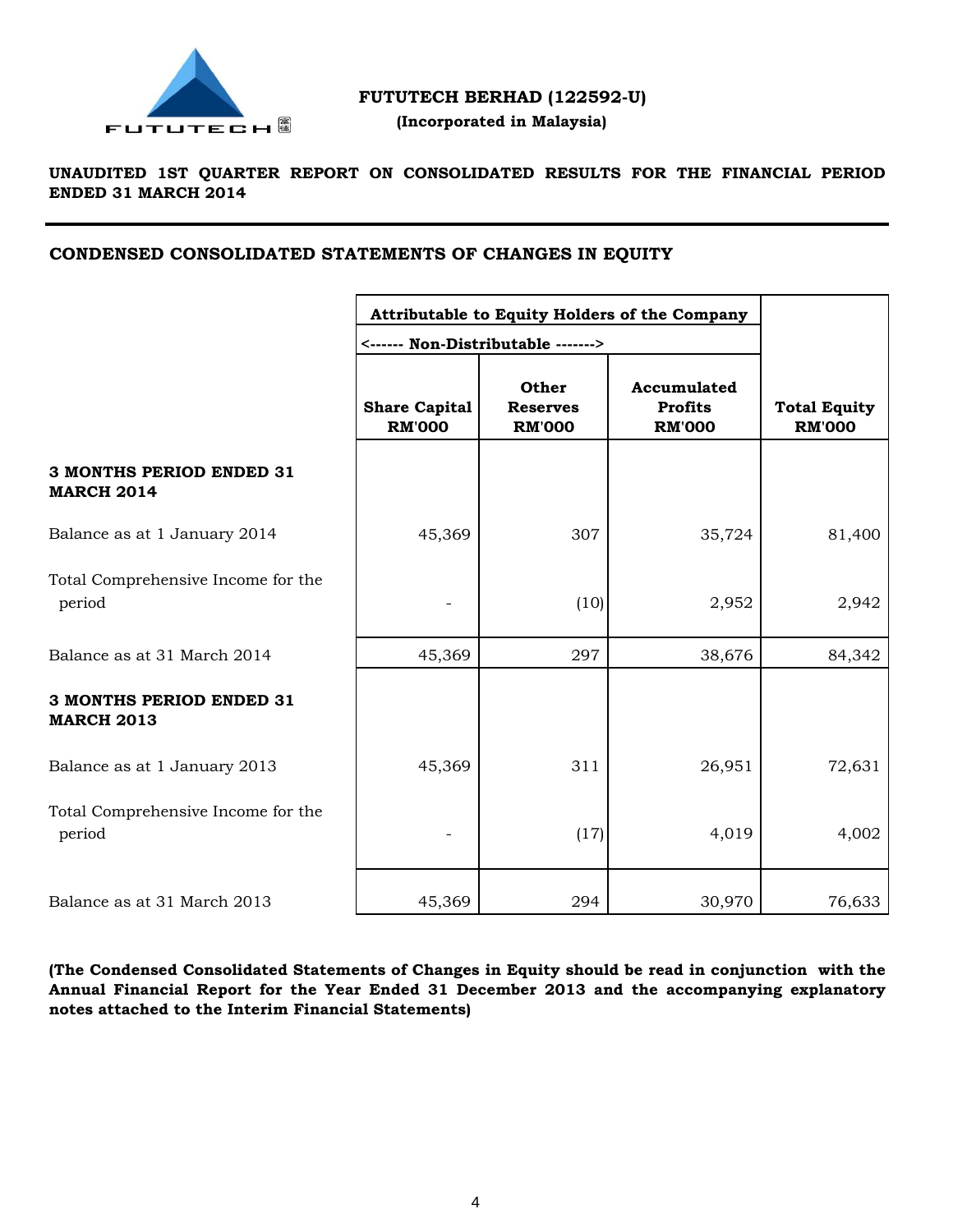# FUTUTECH BERHAD (122592-U)

**(Incorporated in Malaysia)**

**UNAUDITED 1ST QUARTER REPORT ON CONSOLIDATED RESULTS FOR THE FINANCIAL PERIOD ENDED 31 MARCH 2014**

## CONDENSED CONSOLIDATED STATEMENTS OF CHANGES IN EQUITY

| | Attributable to Equity Holders of the Company | | | |
|---|---|---|---|---|
| | <------ Non-Distributable -------> | | | |
| | Share Capital RM'000 | Other Reserves RM'000 | Accumulated Profits RM'000 | Total Equity RM'000 |
| **3 MONTHS PERIOD ENDED 31 MARCH 2014** | | | | |
| Balance as at 1 January 2014 | 45,369 | 307 | 35,724 | 81,400 |
| Total Comprehensive Income for the period | - | (10) | 2,952 | 2,942 |
| Balance as at 31 March 2014 | 45,369 | 297 | 38,676 | 84,342 |
| **3 MONTHS PERIOD ENDED 31 MARCH 2013** | | | | |
| Balance as at 1 January 2013 | 45,369 | 311 | 26,951 | 72,631 |
| Total Comprehensive Income for the period | - | (17) | 4,019 | 4,002 |
| Balance as at 31 March 2013 | 45,369 | 294 | 30,970 | 76,633 |

**(The Condensed Consolidated Statements of Changes in Equity should be read in conjunction with the Annual Financial Report for the Year Ended 31 December 2013 and the accompanying explanatory notes attached to the Interim Financial Statements)**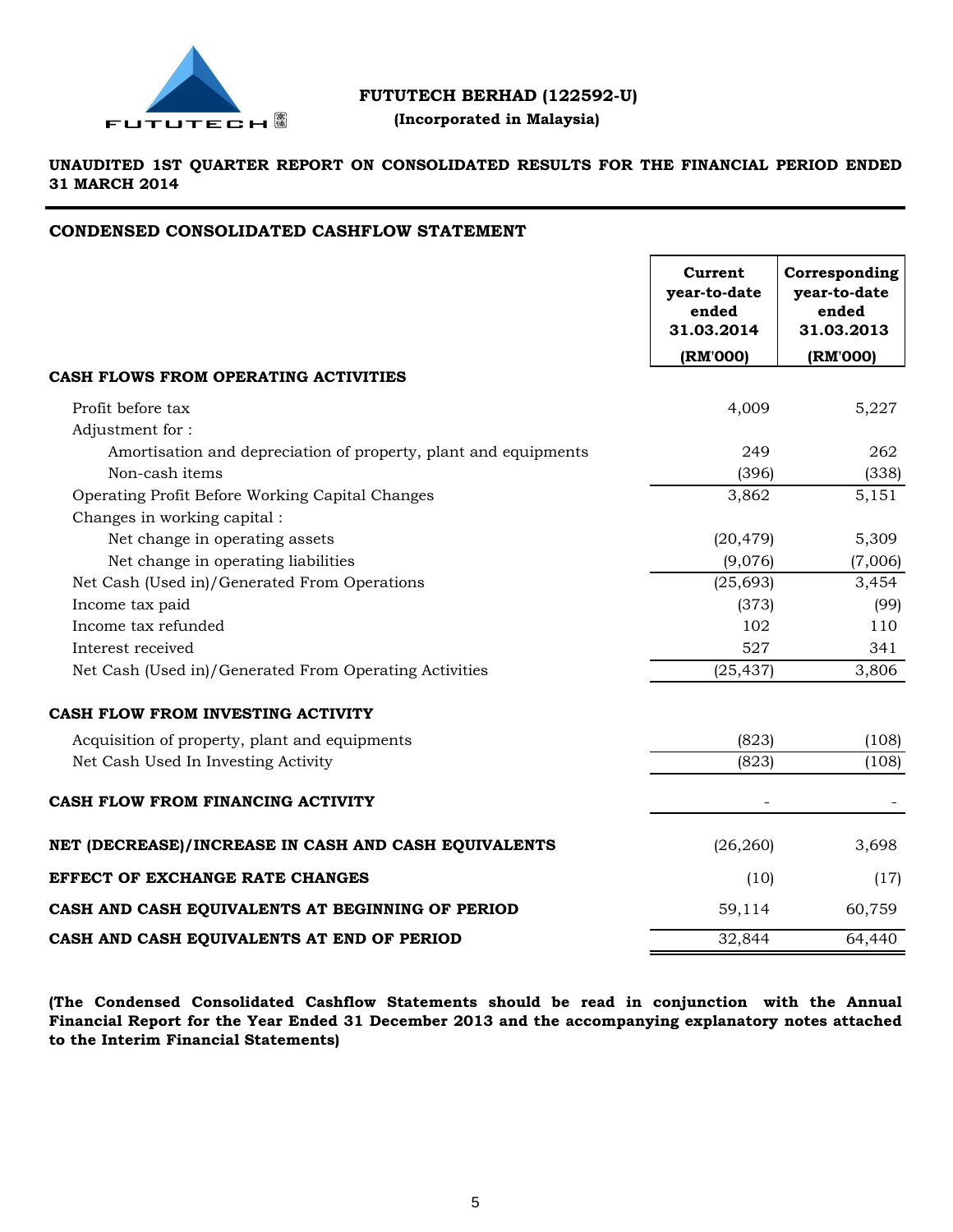**FUTUTECH BERHAD (122592-U)**

**(Incorporated in Malaysia)**

**UNAUDITED 1ST QUARTER REPORT ON CONSOLIDATED RESULTS FOR THE FINANCIAL PERIOD ENDED 31 MARCH 2014**

## CONDENSED CONSOLIDATED CASHFLOW STATEMENT

| | Current year-to-date ended 31.03.2014 (RM'000) | Corresponding year-to-date ended 31.03.2013 (RM'000) |
|---|---|---|
| **CASH FLOWS FROM OPERATING ACTIVITIES** | | |
| Profit before tax | 4,009 | 5,227 |
| Adjustment for : | | |
| Amortisation and depreciation of property, plant and equipments | 249 | 262 |
| Non-cash items | (396) | (338) |
| Operating Profit Before Working Capital Changes | 3,862 | 5,151 |
| Changes in working capital : | | |
| Net change in operating assets | (20,479) | 5,309 |
| Net change in operating liabilities | (9,076) | (7,006) |
| Net Cash (Used in)/Generated From Operations | (25,693) | 3,454 |
| Income tax paid | (373) | (99) |
| Income tax refunded | 102 | 110 |
| Interest received | 527 | 341 |
| Net Cash (Used in)/Generated From Operating Activities | (25,437) | 3,806 |
| **CASH FLOW FROM INVESTING ACTIVITY** | | |
| Acquisition of property, plant and equipments | (823) | (108) |
| Net Cash Used In Investing Activity | (823) | (108) |
| **CASH FLOW FROM FINANCING ACTIVITY** | - | - |
| **NET (DECREASE)/INCREASE IN CASH AND CASH EQUIVALENTS** | (26,260) | 3,698 |
| **EFFECT OF EXCHANGE RATE CHANGES** | (10) | (17) |
| **CASH AND CASH EQUIVALENTS AT BEGINNING OF PERIOD** | 59,114 | 60,759 |
| **CASH AND CASH EQUIVALENTS AT END OF PERIOD** | 32,844 | 64,440 |

**(The Condensed Consolidated Cashflow Statements should be read in conjunction with the Annual Financial Report for the Year Ended 31 December 2013 and the accompanying explanatory notes attached to the Interim Financial Statements)**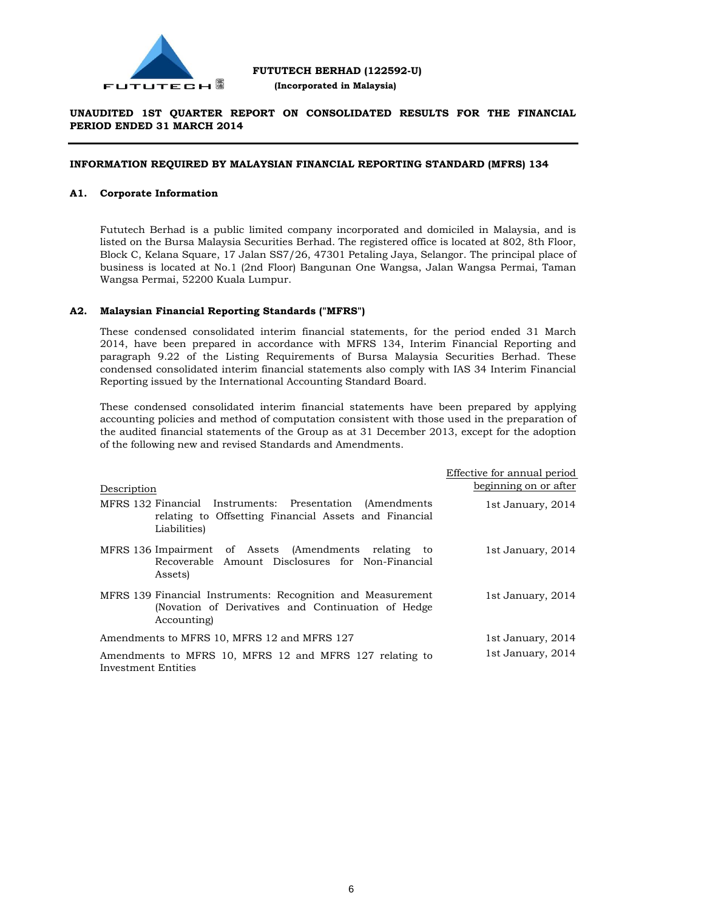**FUTUTECH BERHAD (122592-U)**

**(Incorporated in Malaysia)**

**UNAUDITED 1ST QUARTER REPORT ON CONSOLIDATED RESULTS FOR THE FINANCIAL PERIOD ENDED 31 MARCH 2014**

**INFORMATION REQUIRED BY MALAYSIAN FINANCIAL REPORTING STANDARD (MFRS) 134**

## A1. Corporate Information

Fututech Berhad is a public limited company incorporated and domiciled in Malaysia, and is listed on the Bursa Malaysia Securities Berhad. The registered office is located at 802, 8th Floor, Block C, Kelana Square, 17 Jalan SS7/26, 47301 Petaling Jaya, Selangor. The principal place of business is located at No.1 (2nd Floor) Bangunan One Wangsa, Jalan Wangsa Permai, Taman Wangsa Permai, 52200 Kuala Lumpur.

## A2. Malaysian Financial Reporting Standards ("MFRS")

These condensed consolidated interim financial statements, for the period ended 31 March 2014, have been prepared in accordance with MFRS 134, Interim Financial Reporting and paragraph 9.22 of the Listing Requirements of Bursa Malaysia Securities Berhad. These condensed consolidated interim financial statements also comply with IAS 34 Interim Financial Reporting issued by the International Accounting Standard Board.

These condensed consolidated interim financial statements have been prepared by applying accounting policies and method of computation consistent with those used in the preparation of the audited financial statements of the Group as at 31 December 2013, except for the adoption of the following new and revised Standards and Amendments.

| Description | Effective for annual period beginning on or after |
|---|---|
| MFRS 132 Financial Instruments: Presentation (Amendments relating to Offsetting Financial Assets and Financial Liabilities) | 1st January, 2014 |
| MFRS 136 Impairment of Assets (Amendments relating to Recoverable Amount Disclosures for Non-Financial Assets) | 1st January, 2014 |
| MFRS 139 Financial Instruments: Recognition and Measurement (Novation of Derivatives and Continuation of Hedge Accounting) | 1st January, 2014 |
| Amendments to MFRS 10, MFRS 12 and MFRS 127 | 1st January, 2014 |
| Amendments to MFRS 10, MFRS 12 and MFRS 127 relating to Investment Entities | 1st January, 2014 |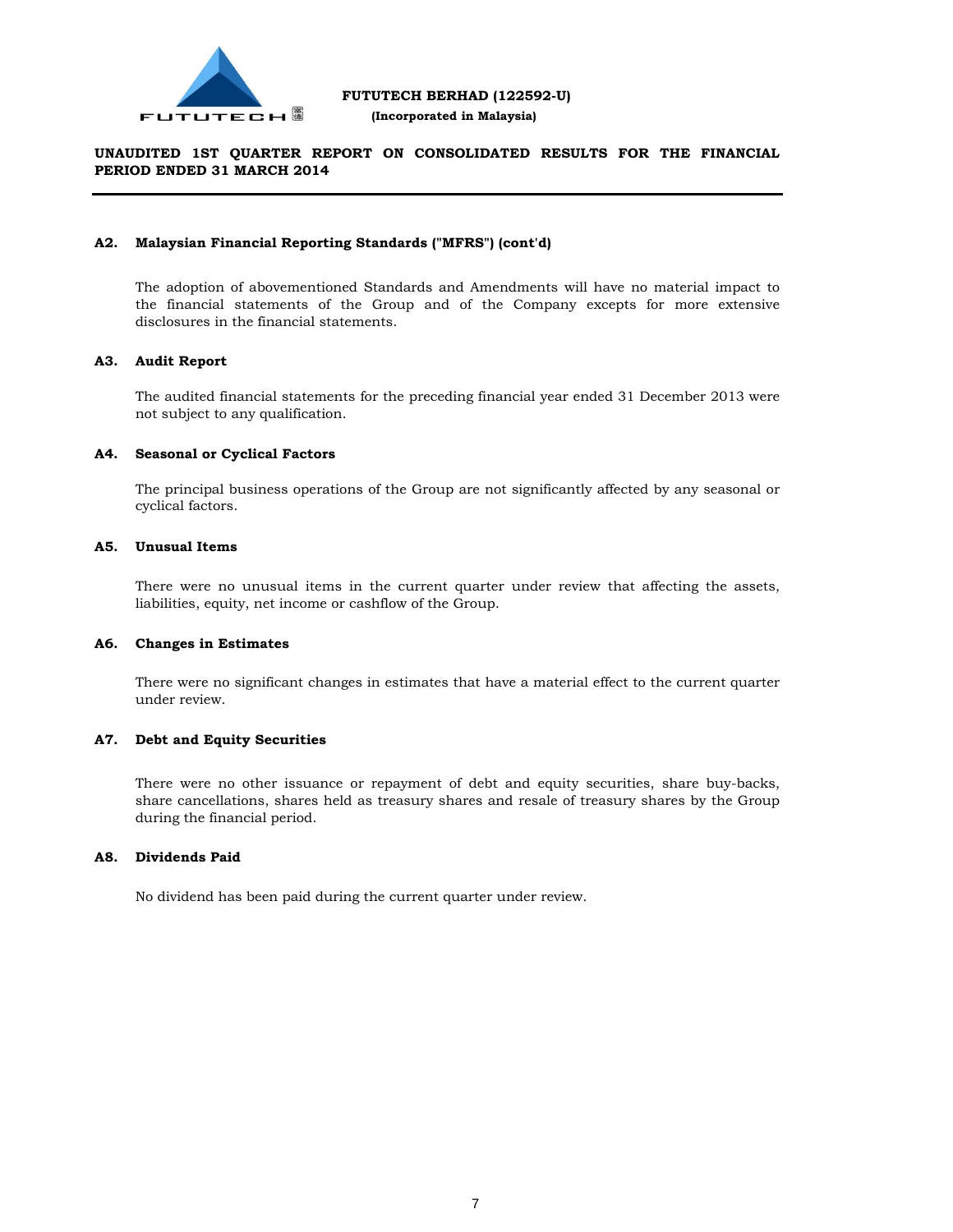### A2. Malaysian Financial Reporting Standards ("MFRS") (cont'd)

The adoption of abovementioned Standards and Amendments will have no material impact to the financial statements of the Group and of the Company excepts for more extensive disclosures in the financial statements.

### A3. Audit Report

The audited financial statements for the preceding financial year ended 31 December 2013 were not subject to any qualification.

### A4. Seasonal or Cyclical Factors

The principal business operations of the Group are not significantly affected by any seasonal or cyclical factors.

### A5. Unusual Items

There were no unusual items in the current quarter under review that affecting the assets, liabilities, equity, net income or cashflow of the Group.

### A6. Changes in Estimates

There were no significant changes in estimates that have a material effect to the current quarter under review.

### A7. Debt and Equity Securities

There were no other issuance or repayment of debt and equity securities, share buy-backs, share cancellations, shares held as treasury shares and resale of treasury shares by the Group during the financial period.

### A8. Dividends Paid

No dividend has been paid during the current quarter under review.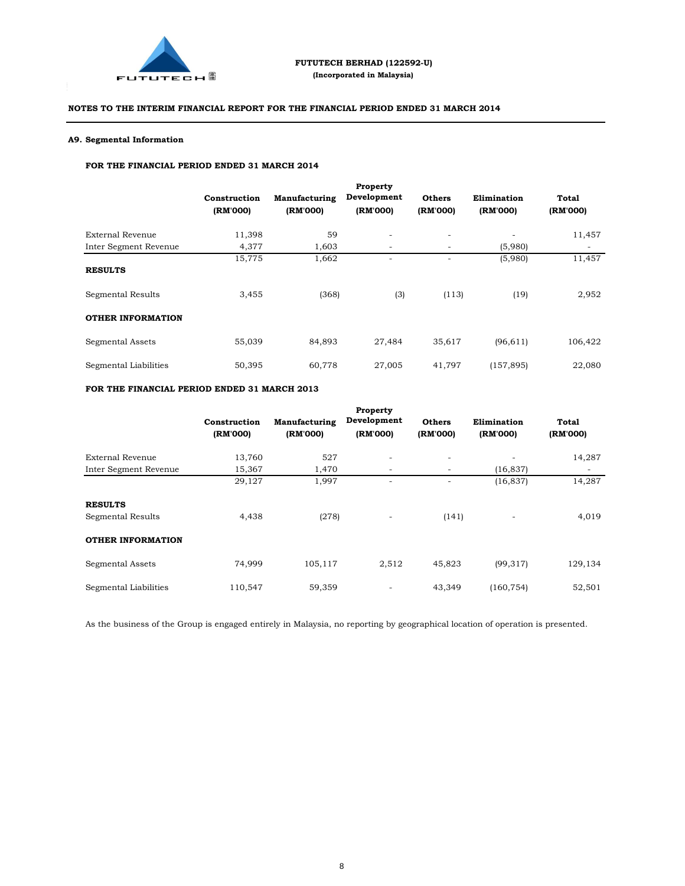**FUTUTECH BERHAD (122592-U)**
**(Incorporated in Malaysia)**

**NOTES TO THE INTERIM FINANCIAL REPORT FOR THE FINANCIAL PERIOD ENDED 31 MARCH 2014**

**A9. Segmental Information**

**FOR THE FINANCIAL PERIOD ENDED 31 MARCH 2014**

| | Construction (RM'000) | Manufacturing (RM'000) | Property Development (RM'000) | Others (RM'000) | Elimination (RM'000) | Total (RM'000) |
|---|---|---|---|---|---|---|
| External Revenue | 11,398 | 59 | - | - | - | 11,457 |
| Inter Segment Revenue | 4,377 | 1,603 | - | - | (5,980) | - |
| | 15,775 | 1,662 | - | - | (5,980) | 11,457 |
| **RESULTS** | | | | | | |
| Segmental Results | 3,455 | (368) | (3) | (113) | (19) | 2,952 |
| **OTHER INFORMATION** | | | | | | |
| Segmental Assets | 55,039 | 84,893 | 27,484 | 35,617 | (96,611) | 106,422 |
| Segmental Liabilities | 50,395 | 60,778 | 27,005 | 41,797 | (157,895) | 22,080 |

**FOR THE FINANCIAL PERIOD ENDED 31 MARCH 2013**

| | Construction (RM'000) | Manufacturing (RM'000) | Property Development (RM'000) | Others (RM'000) | Elimination (RM'000) | Total (RM'000) |
|---|---|---|---|---|---|---|
| External Revenue | 13,760 | 527 | - | - | - | 14,287 |
| Inter Segment Revenue | 15,367 | 1,470 | - | - | (16,837) | - |
| | 29,127 | 1,997 | - | - | (16,837) | 14,287 |
| **RESULTS** | | | | | | |
| Segmental Results | 4,438 | (278) | - | (141) | - | 4,019 |
| **OTHER INFORMATION** | | | | | | |
| Segmental Assets | 74,999 | 105,117 | 2,512 | 45,823 | (99,317) | 129,134 |
| Segmental Liabilities | 110,547 | 59,359 | - | 43,349 | (160,754) | 52,501 |

As the business of the Group is engaged entirely in Malaysia, no reporting by geographical location of operation is presented.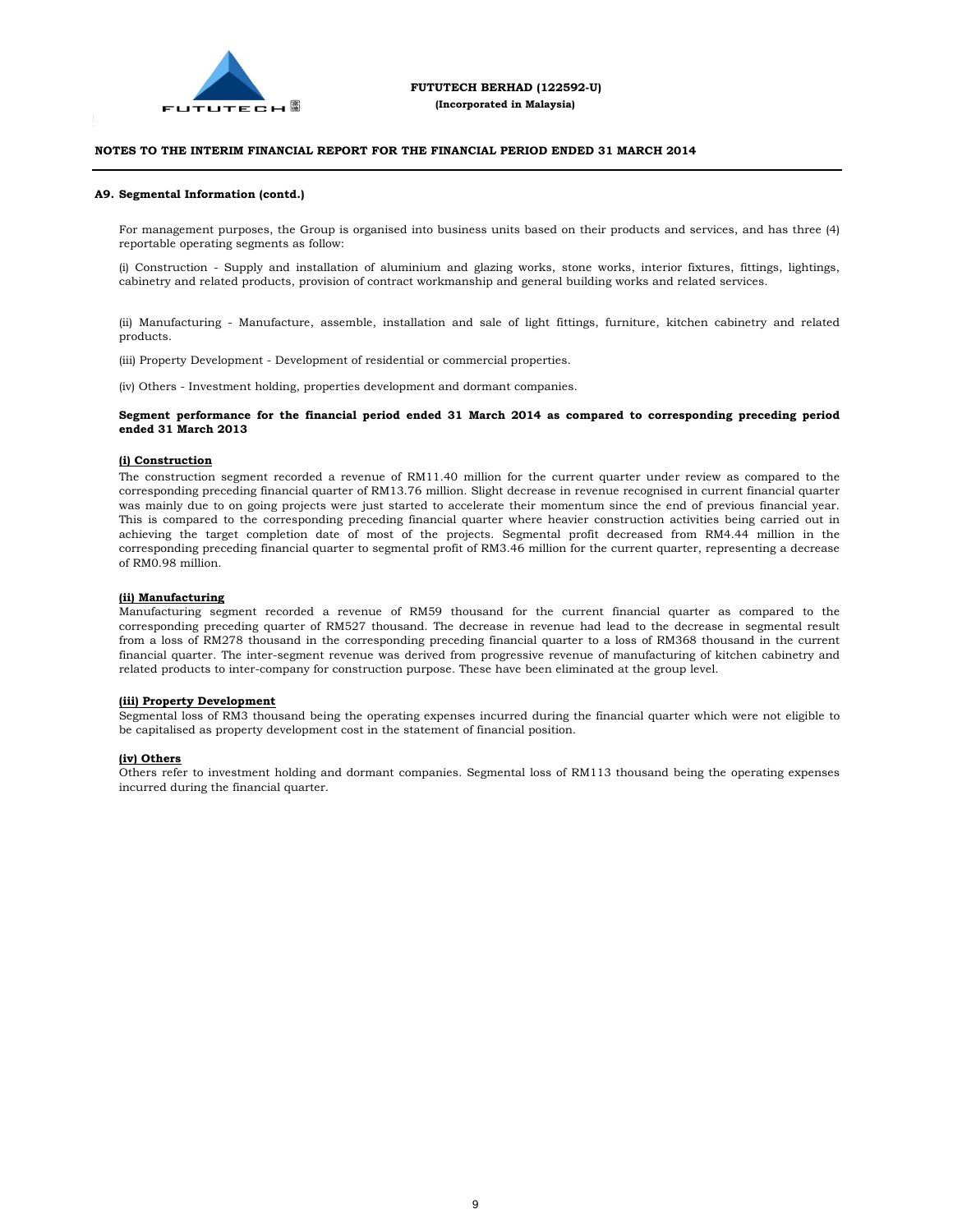## A9. Segmental Information (contd.)

For management purposes, the Group is organised into business units based on their products and services, and has three (4) reportable operating segments as follow:

(i) Construction - Supply and installation of aluminium and glazing works, stone works, interior fixtures, fittings, lightings, cabinetry and related products, provision of contract workmanship and general building works and related services.

(ii) Manufacturing - Manufacture, assemble, installation and sale of light fittings, furniture, kitchen cabinetry and related products.

(iii) Property Development - Development of residential or commercial properties.

(iv) Others - Investment holding, properties development and dormant companies.

**Segment performance for the financial period ended 31 March 2014 as compared to corresponding preceding period ended 31 March 2013**

**(i) Construction**

The construction segment recorded a revenue of RM11.40 million for the current quarter under review as compared to the corresponding preceding financial quarter of RM13.76 million. Slight decrease in revenue recognised in current financial quarter was mainly due to on going projects were just started to accelerate their momentum since the end of previous financial year. This is compared to the corresponding preceding financial quarter where heavier construction activities being carried out in achieving the target completion date of most of the projects. Segmental profit decreased from RM4.44 million in the corresponding preceding financial quarter to segmental profit of RM3.46 million for the current quarter, representing a decrease of RM0.98 million.

**(ii) Manufacturing**

Manufacturing segment recorded a revenue of RM59 thousand for the current financial quarter as compared to the corresponding preceding quarter of RM527 thousand. The decrease in revenue had lead to the decrease in segmental result from a loss of RM278 thousand in the corresponding preceding financial quarter to a loss of RM368 thousand in the current financial quarter. The inter-segment revenue was derived from progressive revenue of manufacturing of kitchen cabinetry and related products to inter-company for construction purpose. These have been eliminated at the group level.

**(iii) Property Development**

Segmental loss of RM3 thousand being the operating expenses incurred during the financial quarter which were not eligible to be capitalised as property development cost in the statement of financial position.

**(iv) Others**

Others refer to investment holding and dormant companies. Segmental loss of RM113 thousand being the operating expenses incurred during the financial quarter.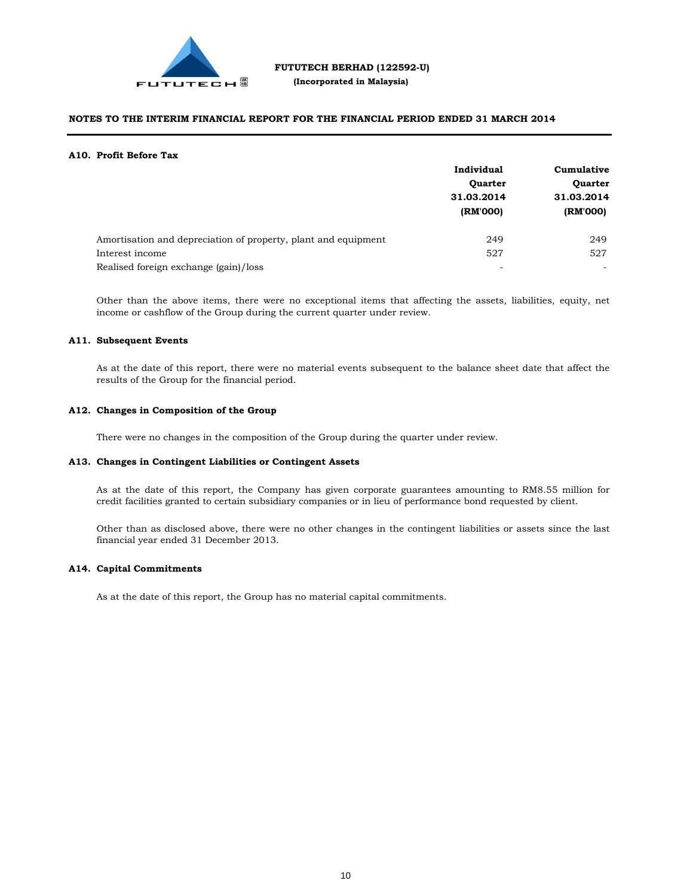**FUTUTECH BERHAD (122592-U)**
**(Incorporated in Malaysia)**

**NOTES TO THE INTERIM FINANCIAL REPORT FOR THE FINANCIAL PERIOD ENDED 31 MARCH 2014**

### A10. Profit Before Tax

| | Individual Quarter 31.03.2014 (RM'000) | Cumulative Quarter 31.03.2014 (RM'000) |
|---|---|---|
| Amortisation and depreciation of property, plant and equipment | 249 | 249 |
| Interest income | 527 | 527 |
| Realised foreign exchange (gain)/loss | - | - |

Other than the above items, there were no exceptional items that affecting the assets, liabilities, equity, net income or cashflow of the Group during the current quarter under review.

### A11. Subsequent Events

As at the date of this report, there were no material events subsequent to the balance sheet date that affect the results of the Group for the financial period.

### A12. Changes in Composition of the Group

There were no changes in the composition of the Group during the quarter under review.

### A13. Changes in Contingent Liabilities or Contingent Assets

As at the date of this report, the Company has given corporate guarantees amounting to RM8.55 million for credit facilities granted to certain subsidiary companies or in lieu of performance bond requested by client.

Other than as disclosed above, there were no other changes in the contingent liabilities or assets since the last financial year ended 31 December 2013.

### A14. Capital Commitments

As at the date of this report, the Group has no material capital commitments.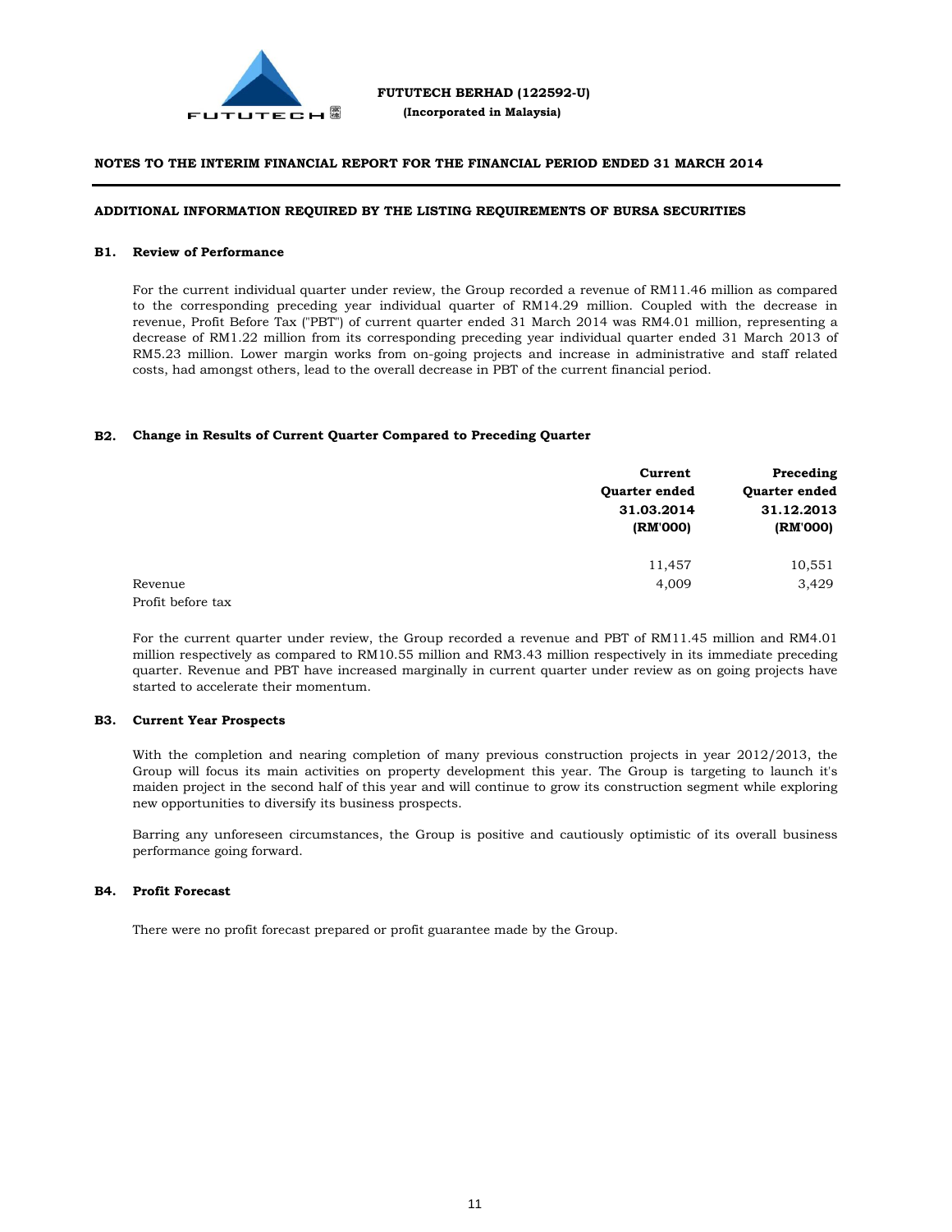## ADDITIONAL INFORMATION REQUIRED BY THE LISTING REQUIREMENTS OF BURSA SECURITIES

### B1. Review of Performance

For the current individual quarter under review, the Group recorded a revenue of RM11.46 million as compared to the corresponding preceding year individual quarter of RM14.29 million. Coupled with the decrease in revenue, Profit Before Tax ("PBT") of current quarter ended 31 March 2014 was RM4.01 million, representing a decrease of RM1.22 million from its corresponding preceding year individual quarter ended 31 March 2013 of RM5.23 million. Lower margin works from on-going projects and increase in administrative and staff related costs, had amongst others, lead to the overall decrease in PBT of the current financial period.

### B2. Change in Results of Current Quarter Compared to Preceding Quarter

| | Current Quarter ended 31.03.2014 (RM'000) | Preceding Quarter ended 31.12.2013 (RM'000) |
|---|---|---|
| Revenue | 11,457 | 10,551 |
| Profit before tax | 4,009 | 3,429 |

For the current quarter under review, the Group recorded a revenue and PBT of RM11.45 million and RM4.01 million respectively as compared to RM10.55 million and RM3.43 million respectively in its immediate preceding quarter. Revenue and PBT have increased marginally in current quarter under review as on going projects have started to accelerate their momentum.

### B3. Current Year Prospects

With the completion and nearing completion of many previous construction projects in year 2012/2013, the Group will focus its main activities on property development this year. The Group is targeting to launch it's maiden project in the second half of this year and will continue to grow its construction segment while exploring new opportunities to diversify its business prospects.

Barring any unforeseen circumstances, the Group is positive and cautiously optimistic of its overall business performance going forward.

### B4. Profit Forecast

There were no profit forecast prepared or profit guarantee made by the Group.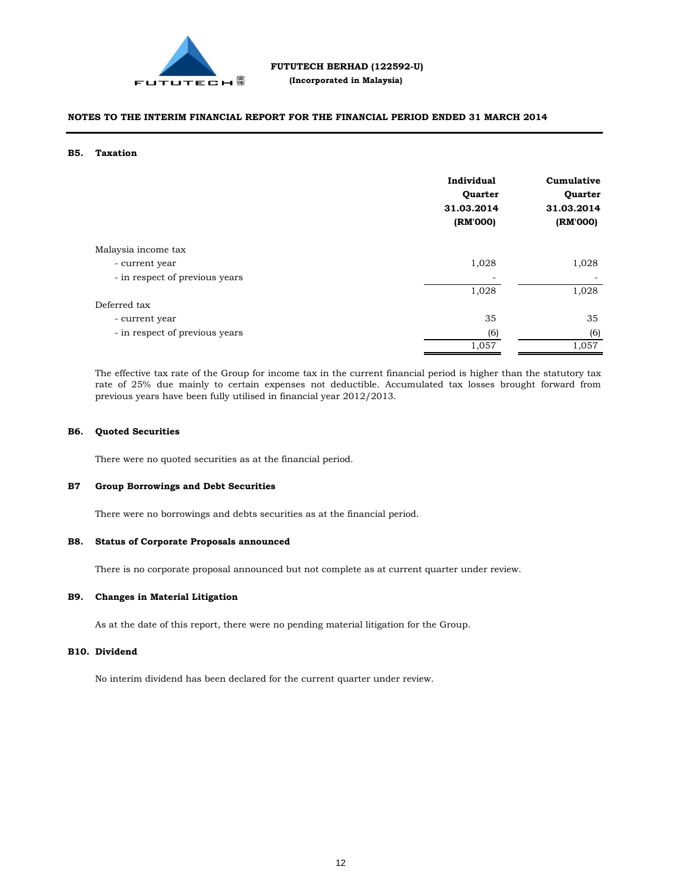**FUTUTECH BERHAD (122592-U)**
**(Incorporated in Malaysia)**

**NOTES TO THE INTERIM FINANCIAL REPORT FOR THE FINANCIAL PERIOD ENDED 31 MARCH 2014**

## B5. Taxation

| | Individual Quarter 31.03.2014 (RM'000) | Cumulative Quarter 31.03.2014 (RM'000) |
|---|---|---|
| Malaysia income tax | | |
| - current year | 1,028 | 1,028 |
| - in respect of previous years | - | - |
| | 1,028 | 1,028 |
| Deferred tax | | |
| - current year | 35 | 35 |
| - in respect of previous years | (6) | (6) |
| | 1,057 | 1,057 |

The effective tax rate of the Group for income tax in the current financial period is higher than the statutory tax rate of 25% due mainly to certain expenses not deductible. Accumulated tax losses brought forward from previous years have been fully utilised in financial year 2012/2013.

## B6. Quoted Securities

There were no quoted securities as at the financial period.

## B7 Group Borrowings and Debt Securities

There were no borrowings and debts securities as at the financial period.

## B8. Status of Corporate Proposals announced

There is no corporate proposal announced but not complete as at current quarter under review.

## B9. Changes in Material Litigation

As at the date of this report, there were no pending material litigation for the Group.

## B10. Dividend

No interim dividend has been declared for the current quarter under review.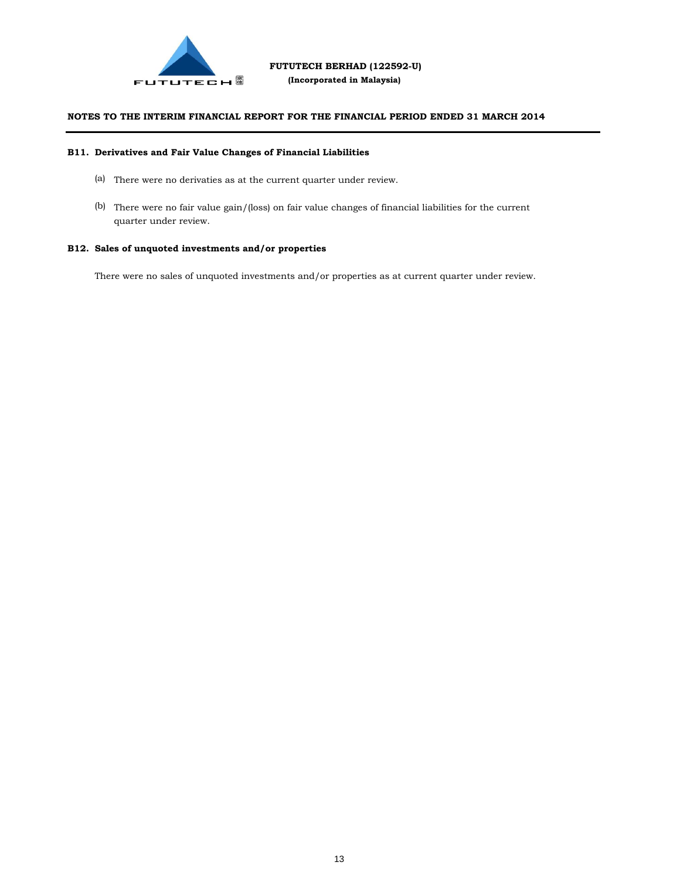**FUTUTECH BERHAD (122592-U)**
**(Incorporated in Malaysia)**

**NOTES TO THE INTERIM FINANCIAL REPORT FOR THE FINANCIAL PERIOD ENDED 31 MARCH 2014**

**B11. Derivatives and Fair Value Changes of Financial Liabilities**

(a) There were no derivaties as at the current quarter under review.

(b) There were no fair value gain/(loss) on fair value changes of financial liabilities for the current quarter under review.

**B12. Sales of unquoted investments and/or properties**

There were no sales of unquoted investments and/or properties as at current quarter under review.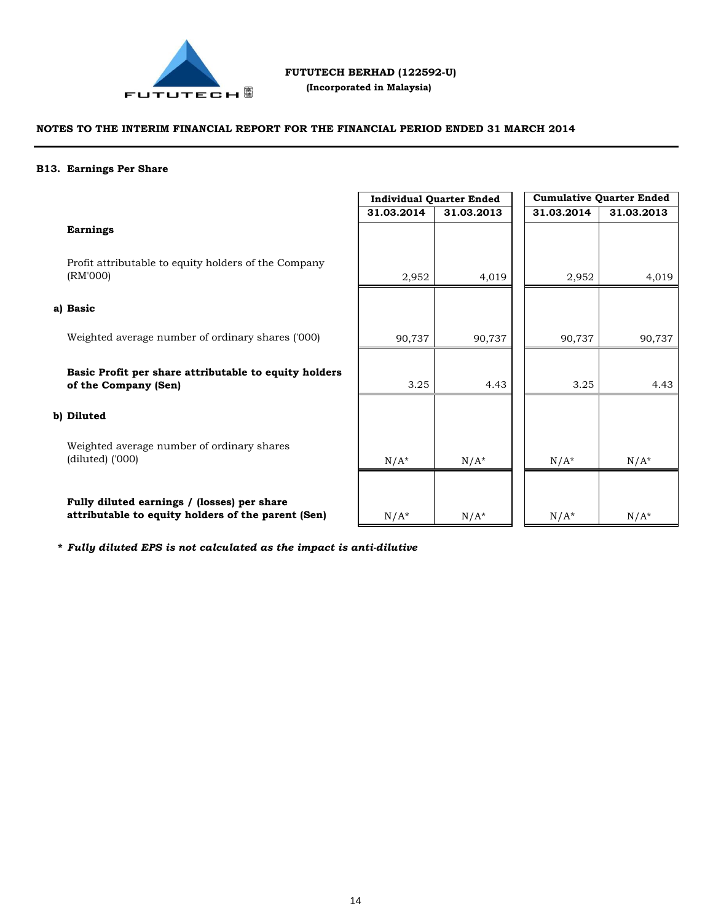FUTUTECH BERHAD (122592-U)
(Incorporated in Malaysia)

**NOTES TO THE INTERIM FINANCIAL REPORT FOR THE FINANCIAL PERIOD ENDED 31 MARCH 2014**

**B13. Earnings Per Share**

| | Individual Quarter Ended | | Cumulative Quarter Ended | |
|---|---|---|---|---|
| | 31.03.2014 | 31.03.2013 | 31.03.2014 | 31.03.2013 |
| **Earnings** | | | | |
| Profit attributable to equity holders of the Company (RM'000) | 2,952 | 4,019 | 2,952 | 4,019 |
| **a) Basic** | | | | |
| Weighted average number of ordinary shares ('000) | 90,737 | 90,737 | 90,737 | 90,737 |
| **Basic Profit per share attributable to equity holders of the Company (Sen)** | 3.25 | 4.43 | 3.25 | 4.43 |
| **b) Diluted** | | | | |
| Weighted average number of ordinary shares (diluted) ('000) | N/A* | N/A* | N/A* | N/A* |
| **Fully diluted earnings / (losses) per share attributable to equity holders of the parent (Sen)** | N/A* | N/A* | N/A* | N/A* |

***\* Fully diluted EPS is not calculated as the impact is anti-dilutive***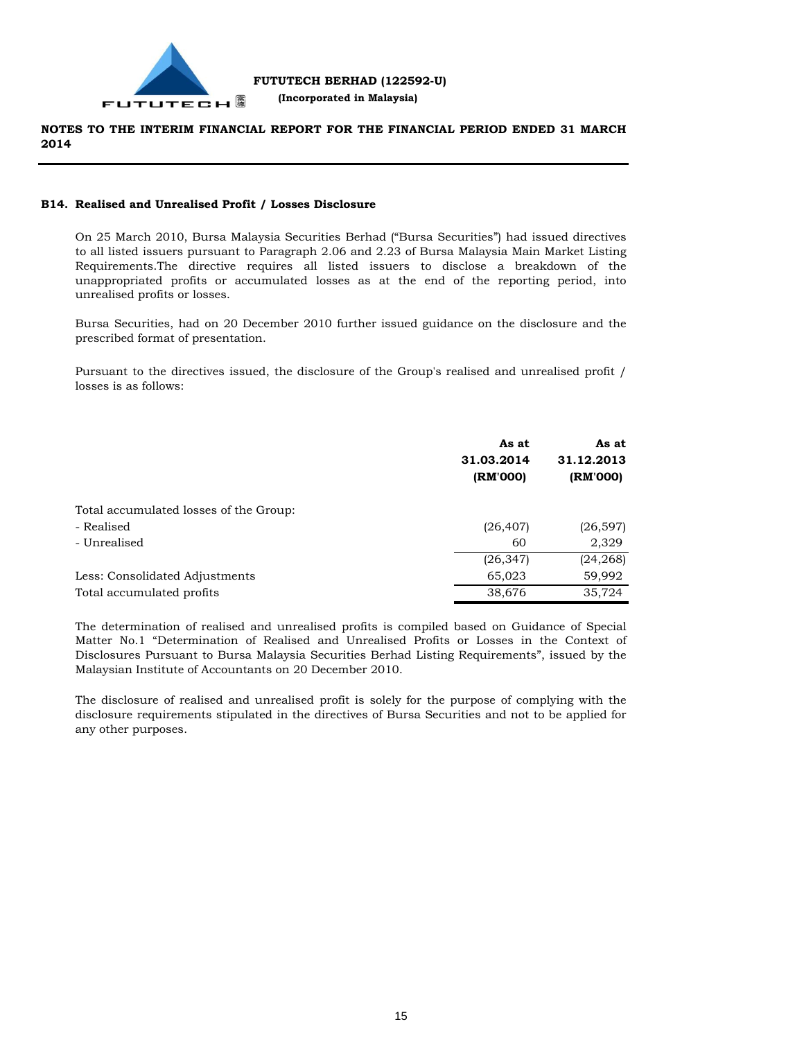### B14. Realised and Unrealised Profit / Losses Disclosure

On 25 March 2010, Bursa Malaysia Securities Berhad ("Bursa Securities") had issued directives to all listed issuers pursuant to Paragraph 2.06 and 2.23 of Bursa Malaysia Main Market Listing Requirements.The directive requires all listed issuers to disclose a breakdown of the unappropriated profits or accumulated losses as at the end of the reporting period, into unrealised profits or losses.

Bursa Securities, had on 20 December 2010 further issued guidance on the disclosure and the prescribed format of presentation.

Pursuant to the directives issued, the disclosure of the Group's realised and unrealised profit / losses is as follows:

| | As at 31.03.2014 (RM'000) | As at 31.12.2013 (RM'000) |
|---|---|---|
| Total accumulated losses of the Group: | | |
| - Realised | (26,407) | (26,597) |
| - Unrealised | 60 | 2,329 |
| | (26,347) | (24,268) |
| Less: Consolidated Adjustments | 65,023 | 59,992 |
| Total accumulated profits | 38,676 | 35,724 |

The determination of realised and unrealised profits is compiled based on Guidance of Special Matter No.1 "Determination of Realised and Unrealised Profits or Losses in the Context of Disclosures Pursuant to Bursa Malaysia Securities Berhad Listing Requirements", issued by the Malaysian Institute of Accountants on 20 December 2010.

The disclosure of realised and unrealised profit is solely for the purpose of complying with the disclosure requirements stipulated in the directives of Bursa Securities and not to be applied for any other purposes.